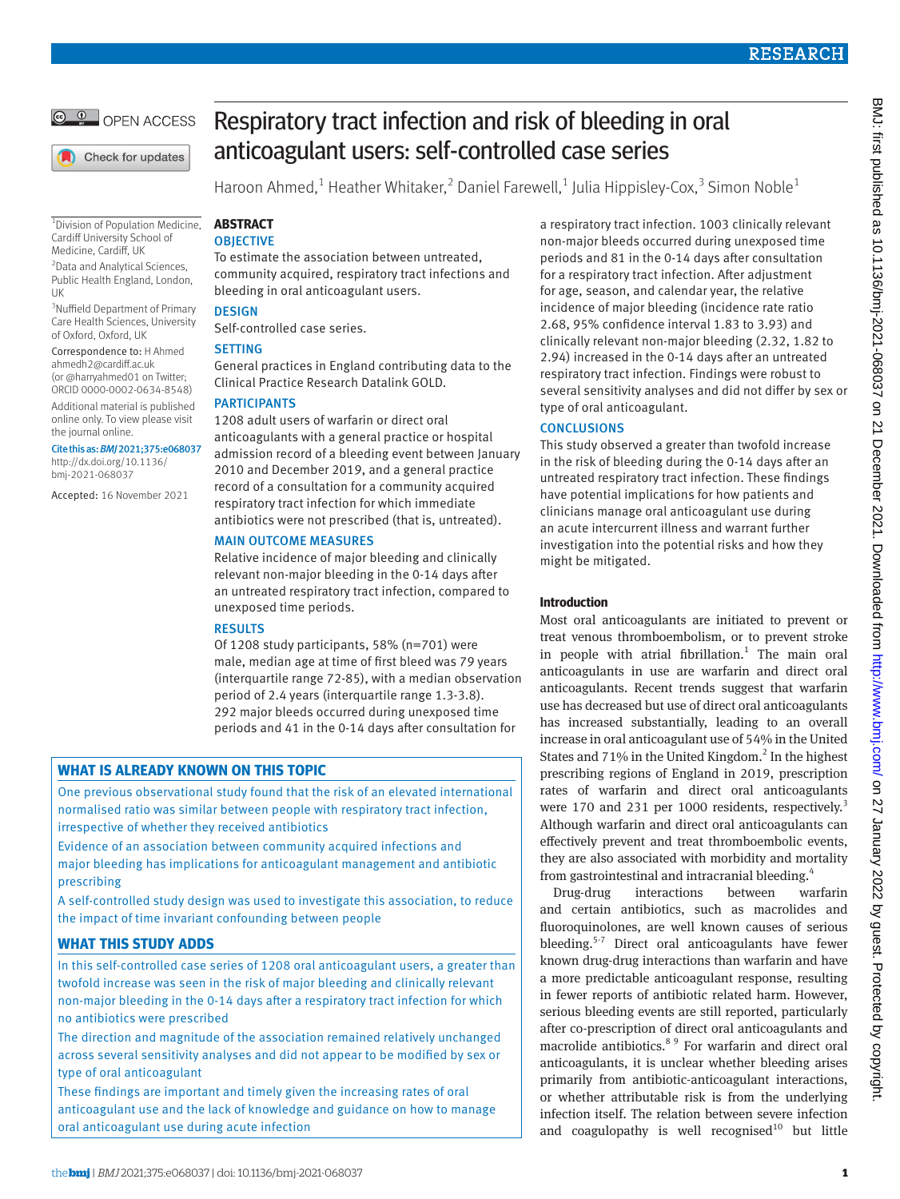# Respiratory tract infection and risk of bleeding in oral anticoagulant users: self-controlled case series

Haroon Ahmed,[1] Heather Whitaker,[2] Daniel Farewell,[1] Julia Hippisley-Cox,[3] Simon Noble[1]

[1]Division of Population Medicine, Cardiff University School of Medicine, Cardiff, UK

[2]Data and Analytical Sciences, Public Health England, London, UK

[3]Nuffield Department of Primary Care Health Sciences, University of Oxford, Oxford, UK

Correspondence to: H Ahmed ahmedh2@cardiff.ac.uk (or @harryahmed01 on Twitter; ORCID 0000-0002-0634-8548)

Additional material is published online only. To view please visit the journal online.

Cite this as: *BMJ* 2021;375:e068037 http://dx.doi.org/10.1136/bmj-2021-068037

Accepted: 16 November 2021

## ABSTRACT

### OBJECTIVE

To estimate the association between untreated, community acquired, respiratory tract infections and bleeding in oral anticoagulant users.

### DESIGN

Self-controlled case series.

### SETTING

General practices in England contributing data to the Clinical Practice Research Datalink GOLD.

### PARTICIPANTS

1208 adult users of warfarin or direct oral anticoagulants with a general practice or hospital admission record of a bleeding event between January 2010 and December 2019, and a general practice record of a consultation for a community acquired respiratory tract infection for which immediate antibiotics were not prescribed (that is, untreated).

### MAIN OUTCOME MEASURES

Relative incidence of major bleeding and clinically relevant non-major bleeding in the 0-14 days after an untreated respiratory tract infection, compared to unexposed time periods.

### RESULTS

Of 1208 study participants, 58% (n=701) were male, median age at time of first bleed was 79 years (interquartile range 72-85), with a median observation period of 2.4 years (interquartile range 1.3-3.8). 292 major bleeds occurred during unexposed time periods and 41 in the 0-14 days after consultation for a respiratory tract infection. 1003 clinically relevant non-major bleeds occurred during unexposed time periods and 81 in the 0-14 days after consultation for a respiratory tract infection. After adjustment for age, season, and calendar year, the relative incidence of major bleeding (incidence rate ratio 2.68, 95% confidence interval 1.83 to 3.93) and clinically relevant non-major bleeding (2.32, 1.82 to 2.94) increased in the 0-14 days after an untreated respiratory tract infection. Findings were robust to several sensitivity analyses and did not differ by sex or type of oral anticoagulant.

### CONCLUSIONS

This study observed a greater than twofold increase in the risk of bleeding during the 0-14 days after an untreated respiratory tract infection. These findings have potential implications for how patients and clinicians manage oral anticoagulant use during an acute intercurrent illness and warrant further investigation into the potential risks and how they might be mitigated.

### WHAT IS ALREADY KNOWN ON THIS TOPIC

One previous observational study found that the risk of an elevated international normalised ratio was similar between people with respiratory tract infection, irrespective of whether they received antibiotics

Evidence of an association between community acquired infections and major bleeding has implications for anticoagulant management and antibiotic prescribing

A self-controlled study design was used to investigate this association, to reduce the impact of time invariant confounding between people

### WHAT THIS STUDY ADDS

In this self-controlled case series of 1208 oral anticoagulant users, a greater than twofold increase was seen in the risk of major bleeding and clinically relevant non-major bleeding in the 0-14 days after a respiratory tract infection for which no antibiotics were prescribed

The direction and magnitude of the association remained relatively unchanged across several sensitivity analyses and did not appear to be modified by sex or type of oral anticoagulant

These findings are important and timely given the increasing rates of oral anticoagulant use and the lack of knowledge and guidance on how to manage oral anticoagulant use during acute infection

## Introduction

Most oral anticoagulants are initiated to prevent or treat venous thromboembolism, or to prevent stroke in people with atrial fibrillation.[1] The main oral anticoagulants in use are warfarin and direct oral anticoagulants. Recent trends suggest that warfarin use has decreased but use of direct oral anticoagulants has increased substantially, leading to an overall increase in oral anticoagulant use of 54% in the United States and 71% in the United Kingdom.[2] In the highest prescribing regions of England in 2019, prescription rates of warfarin and direct oral anticoagulants were 170 and 231 per 1000 residents, respectively.[3] Although warfarin and direct oral anticoagulants can effectively prevent and treat thromboembolic events, they are also associated with morbidity and mortality from gastrointestinal and intracranial bleeding.[4]

Drug-drug interactions between warfarin and certain antibiotics, such as macrolides and fluoroquinolones, are well known causes of serious bleeding.[5-7] Direct oral anticoagulants have fewer known drug-drug interactions than warfarin and have a more predictable anticoagulant response, resulting in fewer reports of antibiotic related harm. However, serious bleeding events are still reported, particularly after co-prescription of direct oral anticoagulants and macrolide antibiotics.[8 9] For warfarin and direct oral anticoagulants, it is unclear whether bleeding arises primarily from antibiotic-anticoagulant interactions, or whether attributable risk is from the underlying infection itself. The relation between severe infection and coagulopathy is well recognised[10] but little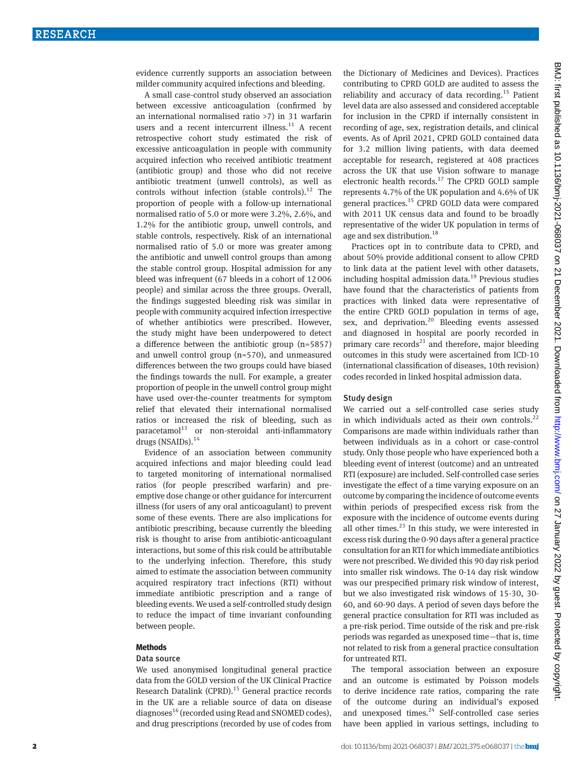evidence currently supports an association between milder community acquired infections and bleeding.

A small case-control study observed an association between excessive anticoagulation (confirmed by an international normalised ratio >7) in 31 warfarin users and a recent intercurrent illness.[11] A recent retrospective cohort study estimated the risk of excessive anticoagulation in people with community acquired infection who received antibiotic treatment (antibiotic group) and those who did not receive antibiotic treatment (unwell controls), as well as controls without infection (stable controls).[12] The proportion of people with a follow-up international normalised ratio of 5.0 or more were 3.2%, 2.6%, and 1.2% for the antibiotic group, unwell controls, and stable controls, respectively. Risk of an international normalised ratio of 5.0 or more was greater among the antibiotic and unwell control groups than among the stable control group. Hospital admission for any bleed was infrequent (67 bleeds in a cohort of 12 006 people) and similar across the three groups. Overall, the findings suggested bleeding risk was similar in people with community acquired infection irrespective of whether antibiotics were prescribed. However, the study might have been underpowered to detect a difference between the antibiotic group (n=5857) and unwell control group (n=570), and unmeasured differences between the two groups could have biased the findings towards the null. For example, a greater proportion of people in the unwell control group might have used over-the-counter treatments for symptom relief that elevated their international normalised ratios or increased the risk of bleeding, such as paracetamol[13] or non-steroidal anti-inflammatory drugs (NSAIDs).[14]

Evidence of an association between community acquired infections and major bleeding could lead to targeted monitoring of international normalised ratios (for people prescribed warfarin) and pre-emptive dose change or other guidance for intercurrent illness (for users of any oral anticoagulant) to prevent some of these events. There are also implications for antibiotic prescribing, because currently the bleeding risk is thought to arise from antibiotic-anticoagulant interactions, but some of this risk could be attributable to the underlying infection. Therefore, this study aimed to estimate the association between community acquired respiratory tract infections (RTI) without immediate antibiotic prescription and a range of bleeding events. We used a self-controlled study design to reduce the impact of time invariant confounding between people.

## Methods

### Data source

We used anonymised longitudinal general practice data from the GOLD version of the UK Clinical Practice Research Datalink (CPRD).[15] General practice records in the UK are a reliable source of data on disease diagnoses[16] (recorded using Read and SNOMED codes), and drug prescriptions (recorded by use of codes from the Dictionary of Medicines and Devices). Practices contributing to CPRD GOLD are audited to assess the reliability and accuracy of data recording.[15] Patient level data are also assessed and considered acceptable for inclusion in the CPRD if internally consistent in recording of age, sex, registration details, and clinical events. As of April 2021, CPRD GOLD contained data for 3.2 million living patients, with data deemed acceptable for research, registered at 408 practices across the UK that use Vision software to manage electronic health records.[17] The CPRD GOLD sample represents 4.7% of the UK population and 4.6% of UK general practices.[15] CPRD GOLD data were compared with 2011 UK census data and found to be broadly representative of the wider UK population in terms of age and sex distribution.[18]

Practices opt in to contribute data to CPRD, and about 50% provide additional consent to allow CPRD to link data at the patient level with other datasets, including hospital admission data.[19] Previous studies have found that the characteristics of patients from practices with linked data were representative of the entire CPRD GOLD population in terms of age, sex, and deprivation.[20] Bleeding events assessed and diagnosed in hospital are poorly recorded in primary care records[21] and therefore, major bleeding outcomes in this study were ascertained from ICD-10 (international classification of diseases, 10th revision) codes recorded in linked hospital admission data.

### Study design

We carried out a self-controlled case series study in which individuals acted as their own controls.[22] Comparisons are made within individuals rather than between individuals as in a cohort or case-control study. Only those people who have experienced both a bleeding event of interest (outcome) and an untreated RTI (exposure) are included. Self-controlled case series investigate the effect of a time varying exposure on an outcome by comparing the incidence of outcome events within periods of prespecified excess risk from the exposure with the incidence of outcome events during all other times.[23] In this study, we were interested in excess risk during the 0-90 days after a general practice consultation for an RTI for which immediate antibiotics were not prescribed. We divided this 90 day risk period into smaller risk windows. The 0-14 day risk window was our prespecified primary risk window of interest, but we also investigated risk windows of 15-30, 30-60, and 60-90 days. A period of seven days before the general practice consultation for RTI was included as a pre-risk period. Time outside of the risk and pre-risk periods was regarded as unexposed time—that is, time not related to risk from a general practice consultation for untreated RTI.

The temporal association between an exposure and an outcome is estimated by Poisson models to derive incidence rate ratios, comparing the rate of the outcome during an individual's exposed and unexposed times.[24] Self-controlled case series have been applied in various settings, including to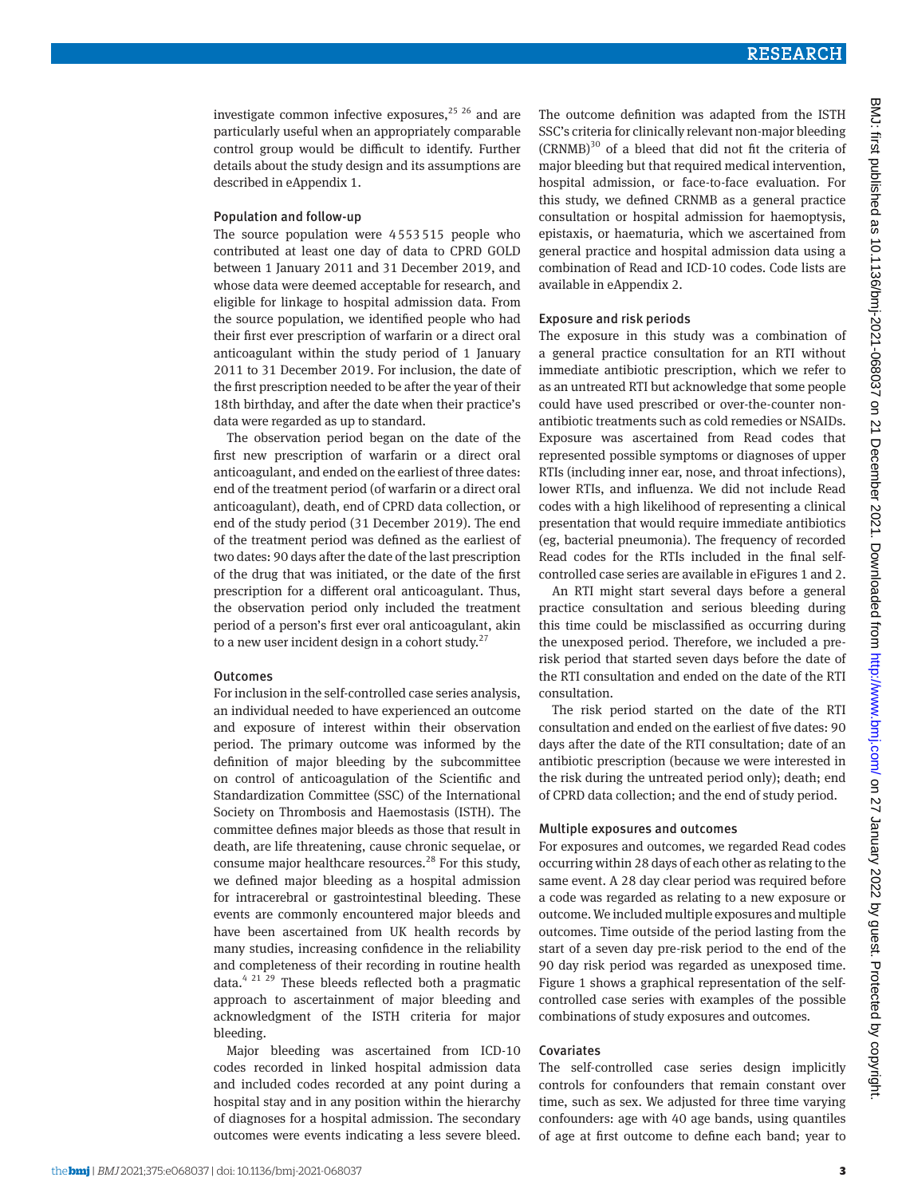investigate common infective exposures,[25 26] and are particularly useful when an appropriately comparable control group would be difficult to identify. Further details about the study design and its assumptions are described in eAppendix 1.

### Population and follow-up

The source population were 4 553 515 people who contributed at least one day of data to CPRD GOLD between 1 January 2011 and 31 December 2019, and whose data were deemed acceptable for research, and eligible for linkage to hospital admission data. From the source population, we identified people who had their first ever prescription of warfarin or a direct oral anticoagulant within the study period of 1 January 2011 to 31 December 2019. For inclusion, the date of the first prescription needed to be after the year of their 18th birthday, and after the date when their practice's data were regarded as up to standard.

The observation period began on the date of the first new prescription of warfarin or a direct oral anticoagulant, and ended on the earliest of three dates: end of the treatment period (of warfarin or a direct oral anticoagulant), death, end of CPRD data collection, or end of the study period (31 December 2019). The end of the treatment period was defined as the earliest of two dates: 90 days after the date of the last prescription of the drug that was initiated, or the date of the first prescription for a different oral anticoagulant. Thus, the observation period only included the treatment period of a person's first ever oral anticoagulant, akin to a new user incident design in a cohort study.[27]

### Outcomes

For inclusion in the self-controlled case series analysis, an individual needed to have experienced an outcome and exposure of interest within their observation period. The primary outcome was informed by the definition of major bleeding by the subcommittee on control of anticoagulation of the Scientific and Standardization Committee (SSC) of the International Society on Thrombosis and Haemostasis (ISTH). The committee defines major bleeds as those that result in death, are life threatening, cause chronic sequelae, or consume major healthcare resources.[28] For this study, we defined major bleeding as a hospital admission for intracerebral or gastrointestinal bleeding. These events are commonly encountered major bleeds and have been ascertained from UK health records by many studies, increasing confidence in the reliability and completeness of their recording in routine health data.[4 21 29] These bleeds reflected both a pragmatic approach to ascertainment of major bleeding and acknowledgment of the ISTH criteria for major bleeding.

Major bleeding was ascertained from ICD-10 codes recorded in linked hospital admission data and included codes recorded at any point during a hospital stay and in any position within the hierarchy of diagnoses for a hospital admission. The secondary outcomes were events indicating a less severe bleed. The outcome definition was adapted from the ISTH SSC's criteria for clinically relevant non-major bleeding (CRNMB)[30] of a bleed that did not fit the criteria of major bleeding but that required medical intervention, hospital admission, or face-to-face evaluation. For this study, we defined CRNMB as a general practice consultation or hospital admission for haemoptysis, epistaxis, or haematuria, which we ascertained from general practice and hospital admission data using a combination of Read and ICD-10 codes. Code lists are available in eAppendix 2.

### Exposure and risk periods

The exposure in this study was a combination of a general practice consultation for an RTI without immediate antibiotic prescription, which we refer to as an untreated RTI but acknowledge that some people could have used prescribed or over-the-counter non-antibiotic treatments such as cold remedies or NSAIDs. Exposure was ascertained from Read codes that represented possible symptoms or diagnoses of upper RTIs (including inner ear, nose, and throat infections), lower RTIs, and influenza. We did not include Read codes with a high likelihood of representing a clinical presentation that would require immediate antibiotics (eg, bacterial pneumonia). The frequency of recorded Read codes for the RTIs included in the final self-controlled case series are available in eFigures 1 and 2.

An RTI might start several days before a general practice consultation and serious bleeding during this time could be misclassified as occurring during the unexposed period. Therefore, we included a pre-risk period that started seven days before the date of the RTI consultation and ended on the date of the RTI consultation.

The risk period started on the date of the RTI consultation and ended on the earliest of five dates: 90 days after the date of the RTI consultation; date of an antibiotic prescription (because we were interested in the risk during the untreated period only); death; end of CPRD data collection; and the end of study period.

### Multiple exposures and outcomes

For exposures and outcomes, we regarded Read codes occurring within 28 days of each other as relating to the same event. A 28 day clear period was required before a code was regarded as relating to a new exposure or outcome. We included multiple exposures and multiple outcomes. Time outside of the period lasting from the start of a seven day pre-risk period to the end of the 90 day risk period was regarded as unexposed time. Figure 1 shows a graphical representation of the self-controlled case series with examples of the possible combinations of study exposures and outcomes.

### Covariates

The self-controlled case series design implicitly controls for confounders that remain constant over time, such as sex. We adjusted for three time varying confounders: age with 40 age bands, using quantiles of age at first outcome to define each band; year to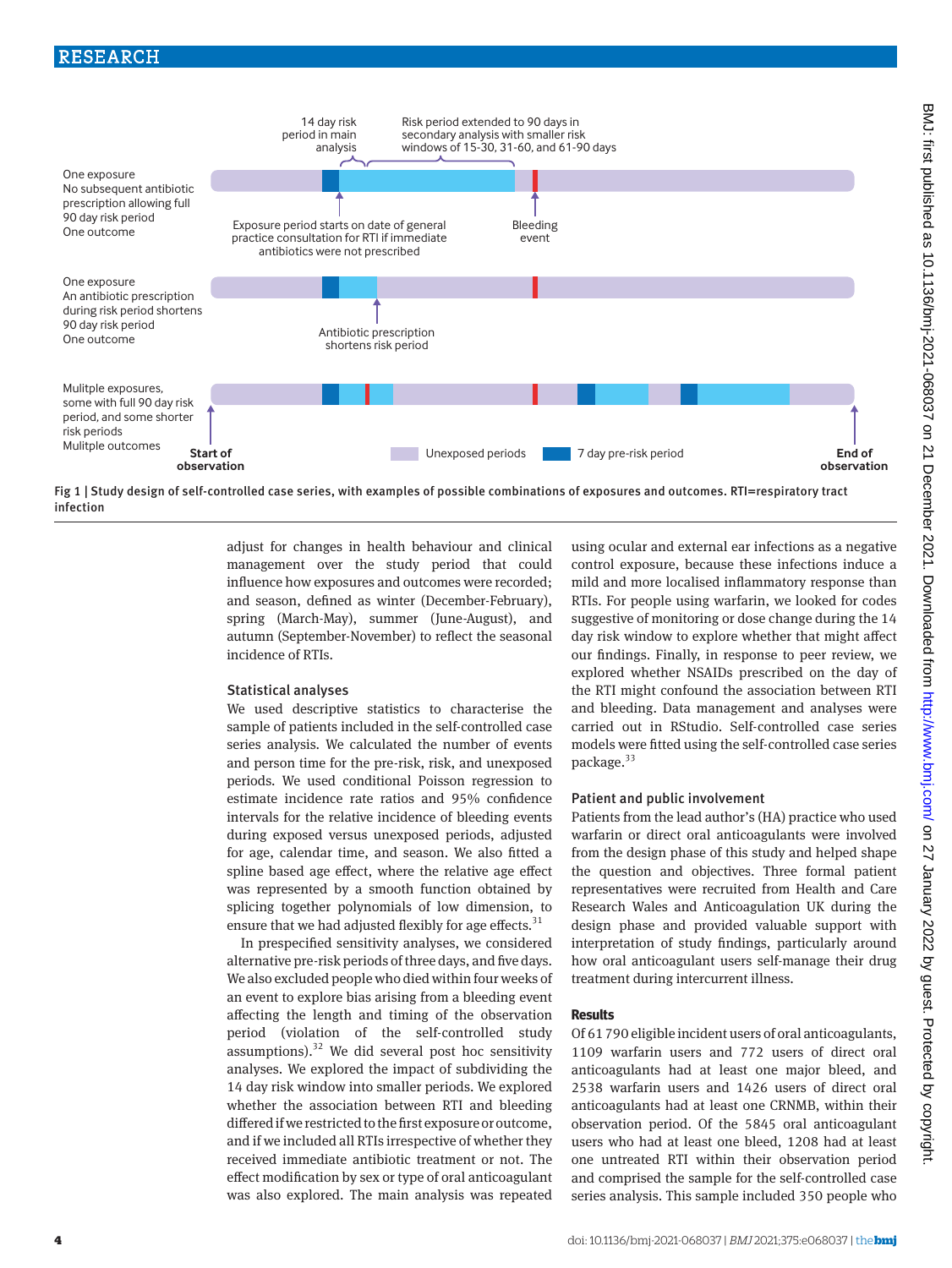Fig 1 | Study design of self-controlled case series, with examples of possible combinations of exposures and outcomes. RTI=respiratory tract infection

adjust for changes in health behaviour and clinical management over the study period that could influence how exposures and outcomes were recorded; and season, defined as winter (December-February), spring (March-May), summer (June-August), and autumn (September-November) to reflect the seasonal incidence of RTIs.

### Statistical analyses

We used descriptive statistics to characterise the sample of patients included in the self-controlled case series analysis. We calculated the number of events and person time for the pre-risk, risk, and unexposed periods. We used conditional Poisson regression to estimate incidence rate ratios and 95% confidence intervals for the relative incidence of bleeding events during exposed versus unexposed periods, adjusted for age, calendar time, and season. We also fitted a spline based age effect, where the relative age effect was represented by a smooth function obtained by splicing together polynomials of low dimension, to ensure that we had adjusted flexibly for age effects.[31]

In prespecified sensitivity analyses, we considered alternative pre-risk periods of three days, and five days. We also excluded people who died within four weeks of an event to explore bias arising from a bleeding event affecting the length and timing of the observation period (violation of the self-controlled study assumptions).[32] We did several post hoc sensitivity analyses. We explored the impact of subdividing the 14 day risk window into smaller periods. We explored whether the association between RTI and bleeding differed if we restricted to the first exposure or outcome, and if we included all RTIs irrespective of whether they received immediate antibiotic treatment or not. The effect modification by sex or type of oral anticoagulant was also explored. The main analysis was repeated using ocular and external ear infections as a negative control exposure, because these infections induce a mild and more localised inflammatory response than RTIs. For people using warfarin, we looked for codes suggestive of monitoring or dose change during the 14 day risk window to explore whether that might affect our findings. Finally, in response to peer review, we explored whether NSAIDs prescribed on the day of the RTI might confound the association between RTI and bleeding. Data management and analyses were carried out in RStudio. Self-controlled case series models were fitted using the self-controlled case series package.[33]

### Patient and public involvement

Patients from the lead author's (HA) practice who used warfarin or direct oral anticoagulants were involved from the design phase of this study and helped shape the question and objectives. Three formal patient representatives were recruited from Health and Care Research Wales and Anticoagulation UK during the design phase and provided valuable support with interpretation of study findings, particularly around how oral anticoagulant users self-manage their drug treatment during intercurrent illness.

## Results

Of 61 790 eligible incident users of oral anticoagulants, 1109 warfarin users and 772 users of direct oral anticoagulants had at least one major bleed, and 2538 warfarin users and 1426 users of direct oral anticoagulants had at least one CRNMB, within their observation period. Of the 5845 oral anticoagulant users who had at least one bleed, 1208 had at least one untreated RTI within their observation period and comprised the sample for the self-controlled case series analysis. This sample included 350 people who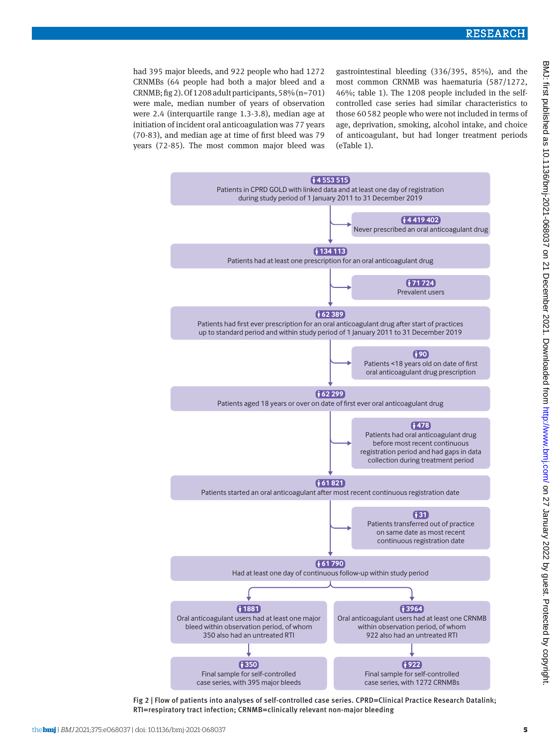had 395 major bleeds, and 922 people who had 1272 CRNMBs (64 people had both a major bleed and a CRNMB; fig 2). Of 1208 adult participants, 58% (n=701) were male, median number of years of observation were 2.4 (interquartile range 1.3-3.8), median age at initiation of incident oral anticoagulation was 77 years (70-83), and median age at time of first bleed was 79 years (72-85). The most common major bleed was gastrointestinal bleeding (336/395, 85%), and the most common CRNMB was haematuria (587/1272, 46%; table 1). The 1208 people included in the self-controlled case series had similar characteristics to those 60 582 people who were not included in terms of age, deprivation, smoking, alcohol intake, and choice of anticoagulant, but had longer treatment periods (eTable 1).

**4 553 515**
Patients in CPRD GOLD with linked data and at least one day of registration during study period of 1 January 2011 to 31 December 2019

→ **4 419 402** Never prescribed an oral anticoagulant drug

**134 113**
Patients had at least one prescription for an oral anticoagulant drug

→ **71 724** Prevalent users

**62 389**
Patients had first ever prescription for an oral anticoagulant drug after start of practices up to standard period and within study period of 1 January 2011 to 31 December 2019

→ **90** Patients <18 years old on date of first oral anticoagulant drug prescription

**62 299**
Patients aged 18 years or over on date of first ever oral anticoagulant drug

→ **478** Patients had oral anticoagulant drug before most recent continuous registration period and had gaps in data collection during treatment period

**61 821**
Patients started an oral anticoagulant after most recent continuous registration date

→ **31** Patients transferred out of practice on same date as most recent continuous registration date

**61 790**
Had at least one day of continuous follow-up within study period

- **1881** Oral anticoagulant users had at least one major bleed within observation period, of whom 350 also had an untreated RTI
  - **350** Final sample for self-controlled case series, with 395 major bleeds
- **3964** Oral anticoagulant users had at least one CRNMB within observation period, of whom 922 also had an untreated RTI
  - **922** Final sample for self-controlled case series, with 1272 CRNMBs

Fig 2 | Flow of patients into analyses of self-controlled case series. CPRD=Clinical Practice Research Datalink; RTI=respiratory tract infection; CRNMB=clinically relevant non-major bleeding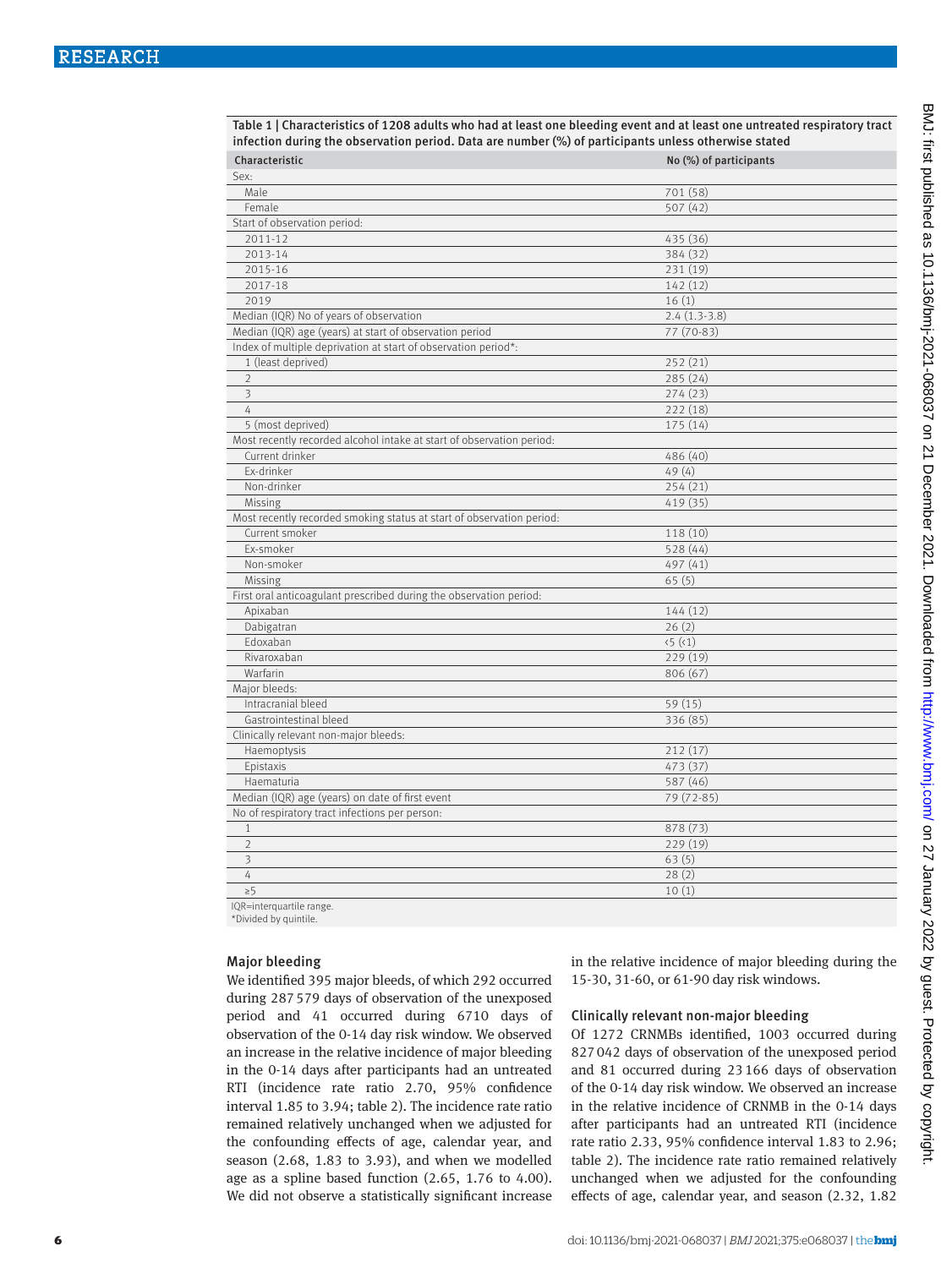Table 1 | Characteristics of 1208 adults who had at least one bleeding event and at least one untreated respiratory tract infection during the observation period. Data are number (%) of participants unless otherwise stated

| Characteristic | No (%) of participants |
|---|---|
| Sex: | |
| Male | 701 (58) |
| Female | 507 (42) |
| Start of observation period: | |
| 2011-12 | 435 (36) |
| 2013-14 | 384 (32) |
| 2015-16 | 231 (19) |
| 2017-18 | 142 (12) |
| 2019 | 16 (1) |
| Median (IQR) No of years of observation | 2.4 (1.3-3.8) |
| Median (IQR) age (years) at start of observation period | 77 (70-83) |
| Index of multiple deprivation at start of observation period*: | |
| 1 (least deprived) | 252 (21) |
| 2 | 285 (24) |
| 3 | 274 (23) |
| 4 | 222 (18) |
| 5 (most deprived) | 175 (14) |
| Most recently recorded alcohol intake at start of observation period: | |
| Current drinker | 486 (40) |
| Ex-drinker | 49 (4) |
| Non-drinker | 254 (21) |
| Missing | 419 (35) |
| Most recently recorded smoking status at start of observation period: | |
| Current smoker | 118 (10) |
| Ex-smoker | 528 (44) |
| Non-smoker | 497 (41) |
| Missing | 65 (5) |
| First oral anticoagulant prescribed during the observation period: | |
| Apixaban | 144 (12) |
| Dabigatran | 26 (2) |
| Edoxaban | <5 (<1) |
| Rivaroxaban | 229 (19) |
| Warfarin | 806 (67) |
| Major bleeds: | |
| Intracranial bleed | 59 (15) |
| Gastrointestinal bleed | 336 (85) |
| Clinically relevant non-major bleeds: | |
| Haemoptysis | 212 (17) |
| Epistaxis | 473 (37) |
| Haematuria | 587 (46) |
| Median (IQR) age (years) on date of first event | 79 (72-85) |
| No of respiratory tract infections per person: | |
| 1 | 878 (73) |
| 2 | 229 (19) |
| 3 | 63 (5) |
| 4 | 28 (2) |
| ≥5 | 10 (1) |

IQR=interquartile range.
*Divided by quintile.

### Major bleeding

We identified 395 major bleeds, of which 292 occurred during 287 579 days of observation of the unexposed period and 41 occurred during 6710 days of observation of the 0-14 day risk window. We observed an increase in the relative incidence of major bleeding in the 0-14 days after participants had an untreated RTI (incidence rate ratio 2.70, 95% confidence interval 1.85 to 3.94; table 2). The incidence rate ratio remained relatively unchanged when we adjusted for the confounding effects of age, calendar year, and season (2.68, 1.83 to 3.93), and when we modelled age as a spline based function (2.65, 1.76 to 4.00). We did not observe a statistically significant increase in the relative incidence of major bleeding during the 15-30, 31-60, or 61-90 day risk windows.

### Clinically relevant non-major bleeding

Of 1272 CRNMBs identified, 1003 occurred during 827 042 days of observation of the unexposed period and 81 occurred during 23 166 days of observation of the 0-14 day risk window. We observed an increase in the relative incidence of CRNMB in the 0-14 days after participants had an untreated RTI (incidence rate ratio 2.33, 95% confidence interval 1.83 to 2.96; table 2). The incidence rate ratio remained relatively unchanged when we adjusted for the confounding effects of age, calendar year, and season (2.32, 1.82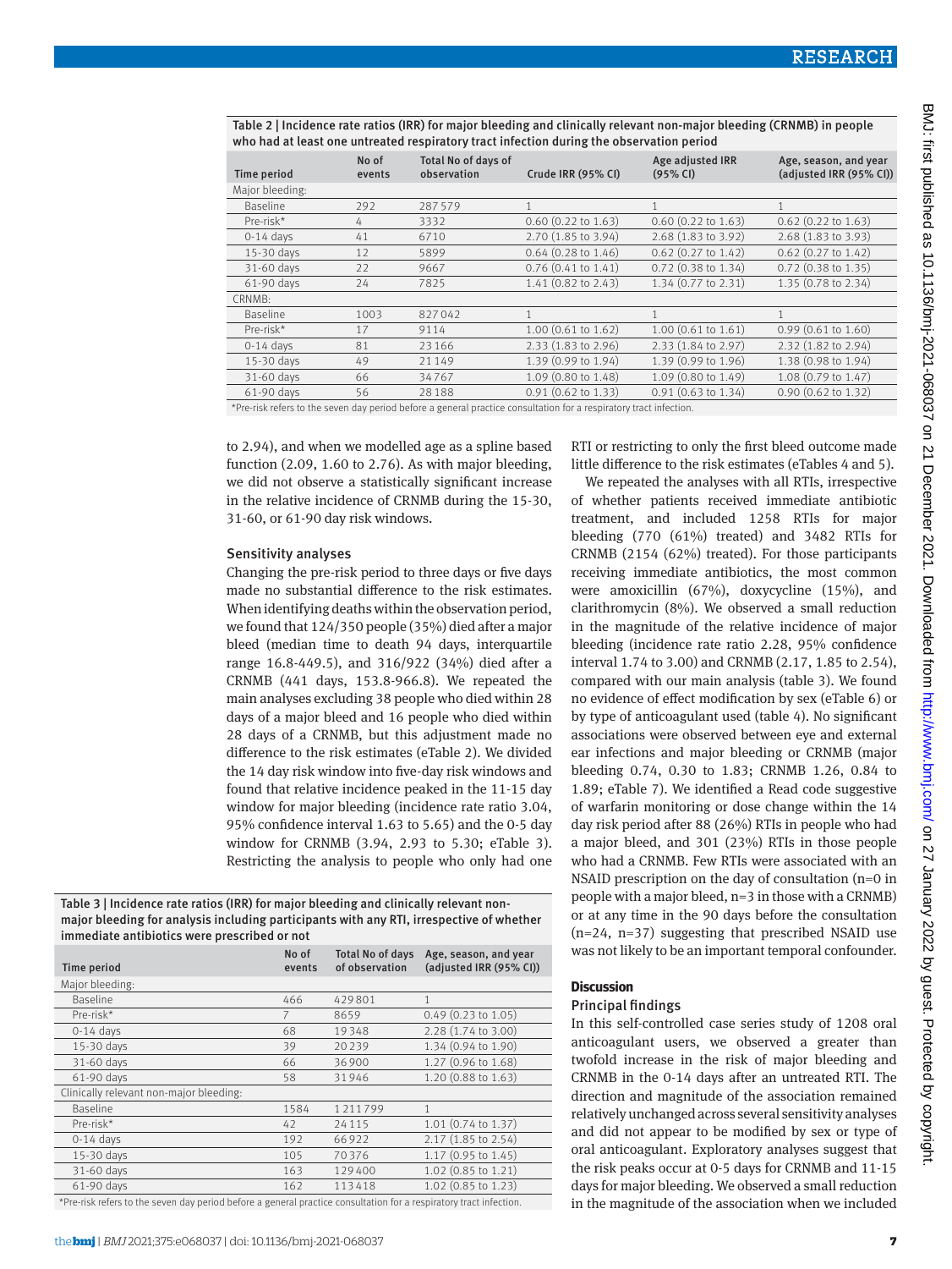Table 2 | Incidence rate ratios (IRR) for major bleeding and clinically relevant non-major bleeding (CRNMB) in people who had at least one untreated respiratory tract infection during the observation period

| Time period | No of events | Total No of days of observation | Crude IRR (95% CI) | Age adjusted IRR (95% CI) | Age, season, and year (adjusted IRR (95% CI)) |
|---|---|---|---|---|---|
| Major bleeding: | | | | | |
| Baseline | 292 | 287579 | 1 | 1 | 1 |
| Pre-risk* | 4 | 3332 | 0.60 (0.22 to 1.63) | 0.60 (0.22 to 1.63) | 0.62 (0.22 to 1.63) |
| 0-14 days | 41 | 6710 | 2.70 (1.85 to 3.94) | 2.68 (1.83 to 3.92) | 2.68 (1.83 to 3.93) |
| 15-30 days | 12 | 5899 | 0.64 (0.28 to 1.46) | 0.62 (0.27 to 1.42) | 0.62 (0.27 to 1.42) |
| 31-60 days | 22 | 9667 | 0.76 (0.41 to 1.41) | 0.72 (0.38 to 1.34) | 0.72 (0.38 to 1.35) |
| 61-90 days | 24 | 7825 | 1.41 (0.82 to 2.43) | 1.34 (0.77 to 2.31) | 1.35 (0.78 to 2.34) |
| CRNMB: | | | | | |
| Baseline | 1003 | 827042 | 1 | 1 | 1 |
| Pre-risk* | 17 | 9114 | 1.00 (0.61 to 1.62) | 1.00 (0.61 to 1.61) | 0.99 (0.61 to 1.60) |
| 0-14 days | 81 | 23166 | 2.33 (1.83 to 2.96) | 2.33 (1.84 to 2.97) | 2.32 (1.82 to 2.94) |
| 15-30 days | 49 | 21149 | 1.39 (0.99 to 1.94) | 1.39 (0.99 to 1.96) | 1.38 (0.98 to 1.94) |
| 31-60 days | 66 | 34767 | 1.09 (0.80 to 1.48) | 1.09 (0.80 to 1.49) | 1.08 (0.79 to 1.47) |
| 61-90 days | 56 | 28188 | 0.91 (0.62 to 1.33) | 0.91 (0.63 to 1.34) | 0.90 (0.62 to 1.32) |

*Pre-risk refers to the seven day period before a general practice consultation for a respiratory tract infection.

to 2.94), and when we modelled age as a spline based function (2.09, 1.60 to 2.76). As with major bleeding, we did not observe a statistically significant increase in the relative incidence of CRNMB during the 15-30, 31-60, or 61-90 day risk windows.

## Sensitivity analyses

Changing the pre-risk period to three days or five days made no substantial difference to the risk estimates. When identifying deaths within the observation period, we found that 124/350 people (35%) died after a major bleed (median time to death 94 days, interquartile range 16.8-449.5), and 316/922 (34%) died after a CRNMB (441 days, 153.8-966.8). We repeated the main analyses excluding 38 people who died within 28 days of a major bleed and 16 people who died within 28 days of a CRNMB, but this adjustment made no difference to the risk estimates (eTable 2). We divided the 14 day risk window into five-day risk windows and found that relative incidence peaked in the 11-15 day window for major bleeding (incidence rate ratio 3.04, 95% confidence interval 1.63 to 5.65) and the 0-5 day window for CRNMB (3.94, 2.93 to 5.30; eTable 3). Restricting the analysis to people who only had one RTI or restricting to only the first bleed outcome made little difference to the risk estimates (eTables 4 and 5).

Table 3 | Incidence rate ratios (IRR) for major bleeding and clinically relevant non-major bleeding for analysis including participants with any RTI, irrespective of whether immediate antibiotics were prescribed or not

| Time period | No of events | Total No of days of observation | Age, season, and year (adjusted IRR (95% CI)) |
|---|---|---|---|
| Major bleeding: | | | |
| Baseline | 466 | 429801 | 1 |
| Pre-risk* | 7 | 8659 | 0.49 (0.23 to 1.05) |
| 0-14 days | 68 | 19348 | 2.28 (1.74 to 3.00) |
| 15-30 days | 39 | 20239 | 1.34 (0.94 to 1.90) |
| 31-60 days | 66 | 36900 | 1.27 (0.96 to 1.68) |
| 61-90 days | 58 | 31946 | 1.20 (0.88 to 1.63) |
| Clinically relevant non-major bleeding: | | | |
| Baseline | 1584 | 1211799 | 1 |
| Pre-risk* | 42 | 24115 | 1.01 (0.74 to 1.37) |
| 0-14 days | 192 | 66922 | 2.17 (1.85 to 2.54) |
| 15-30 days | 105 | 70376 | 1.17 (0.95 to 1.45) |
| 31-60 days | 163 | 129400 | 1.02 (0.85 to 1.21) |
| 61-90 days | 162 | 113418 | 1.02 (0.85 to 1.23) |

*Pre-risk refers to the seven day period before a general practice consultation for a respiratory tract infection.

We repeated the analyses with all RTIs, irrespective of whether patients received immediate antibiotic treatment, and included 1258 RTIs for major bleeding (770 (61%) treated) and 3482 RTIs for CRNMB (2154 (62%) treated). For those participants receiving immediate antibiotics, the most common were amoxicillin (67%), doxycycline (15%), and clarithromycin (8%). We observed a small reduction in the magnitude of the relative incidence of major bleeding (incidence rate ratio 2.28, 95% confidence interval 1.74 to 3.00) and CRNMB (2.17, 1.85 to 2.54), compared with our main analysis (table 3). We found no evidence of effect modification by sex (eTable 6) or by type of anticoagulant used (table 4). No significant associations were observed between eye and external ear infections and major bleeding or CRNMB (major bleeding 0.74, 0.30 to 1.83; CRNMB 1.26, 0.84 to 1.89; eTable 7). We identified a Read code suggestive of warfarin monitoring or dose change within the 14 day risk period after 88 (26%) RTIs in people who had a major bleed, and 301 (23%) RTIs in those people who had a CRNMB. Few RTIs were associated with an NSAID prescription on the day of consultation (n=0 in people with a major bleed, n=3 in those with a CRNMB) or at any time in the 90 days before the consultation (n=24, n=37) suggesting that prescribed NSAID use was not likely to be an important temporal confounder.

## Discussion

### Principal findings

In this self-controlled case series study of 1208 oral anticoagulant users, we observed a greater than twofold increase in the risk of major bleeding and CRNMB in the 0-14 days after an untreated RTI. The direction and magnitude of the association remained relatively unchanged across several sensitivity analyses and did not appear to be modified by sex or type of oral anticoagulant. Exploratory analyses suggest that the risk peaks occur at 0-5 days for CRNMB and 11-15 days for major bleeding. We observed a small reduction in the magnitude of the association when we included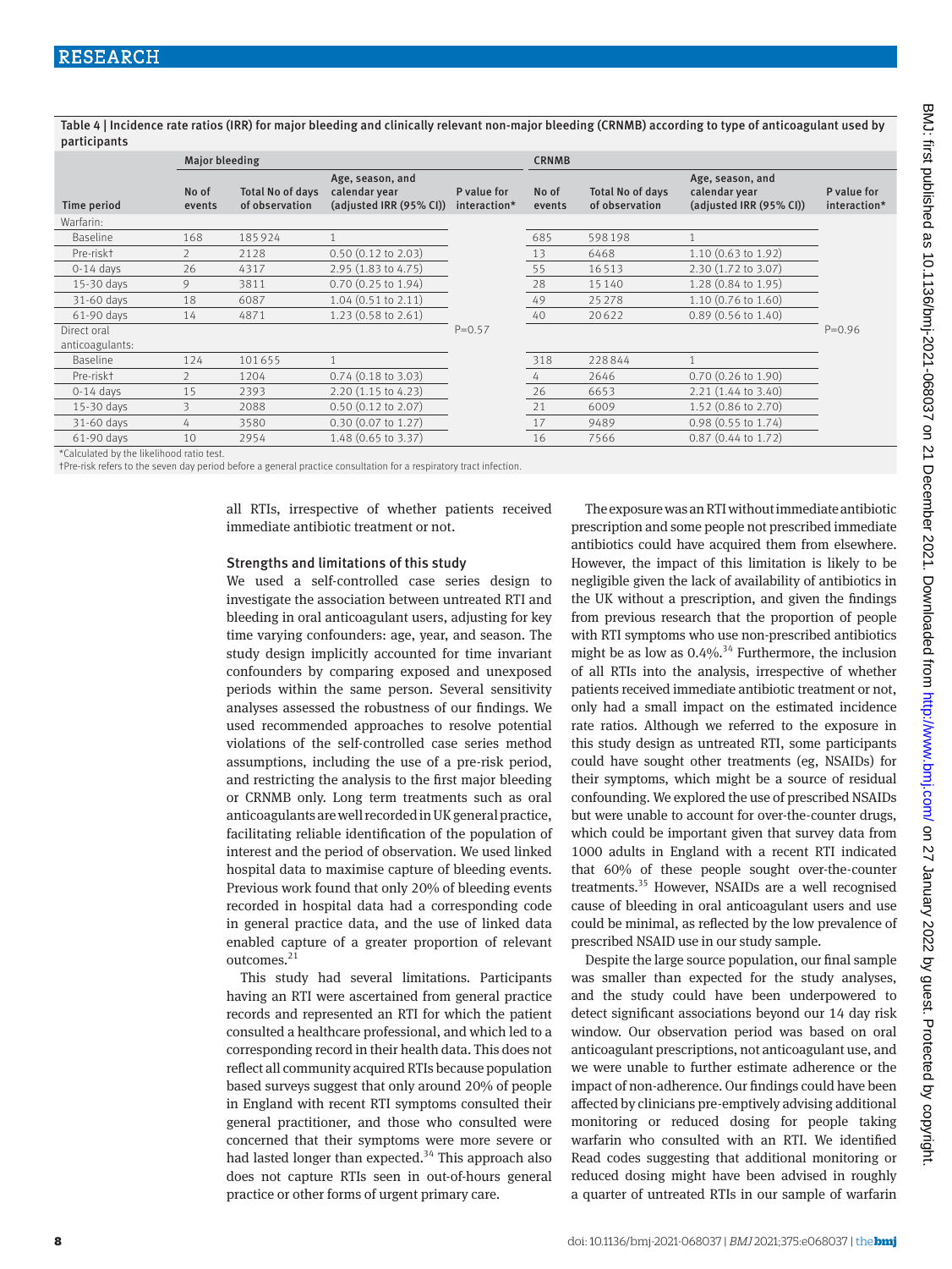Table 4 | Incidence rate ratios (IRR) for major bleeding and clinically relevant non-major bleeding (CRNMB) according to type of anticoagulant used by participants

| Time period | Major bleeding | | | | CRNMB | | | |
|---|---|---|---|---|---|---|---|---|
| | No of events | Total No of days of observation | Age, season, and calendar year (adjusted IRR (95% CI)) | P value for interaction* | No of events | Total No of days of observation | Age, season, and calendar year (adjusted IRR (95% CI)) | P value for interaction* |
| Warfarin: | | | | | | | | |
| Baseline | 168 | 185 924 | 1 | P=0.57 | 685 | 598 198 | 1 | P=0.96 |
| Pre-risk† | 2 | 2128 | 0.50 (0.12 to 2.03) | | 13 | 6468 | 1.10 (0.63 to 1.92) | |
| 0-14 days | 26 | 4317 | 2.95 (1.83 to 4.75) | | 55 | 16 513 | 2.30 (1.72 to 3.07) | |
| 15-30 days | 9 | 3811 | 0.70 (0.25 to 1.94) | | 28 | 15 140 | 1.28 (0.84 to 1.95) | |
| 31-60 days | 18 | 6087 | 1.04 (0.51 to 2.11) | | 49 | 25 278 | 1.10 (0.76 to 1.60) | |
| 61-90 days | 14 | 4871 | 1.23 (0.58 to 2.61) | | 40 | 20 622 | 0.89 (0.56 to 1.40) | |
| Direct oral anticoagulants: | | | | | | | | |
| Baseline | 124 | 101 655 | 1 | | 318 | 228 844 | 1 | |
| Pre-risk† | 2 | 1204 | 0.74 (0.18 to 3.03) | | 4 | 2646 | 0.70 (0.26 to 1.90) | |
| 0-14 days | 15 | 2393 | 2.20 (1.15 to 4.23) | | 26 | 6653 | 2.21 (1.44 to 3.40) | |
| 15-30 days | 3 | 2088 | 0.50 (0.12 to 2.07) | | 21 | 6009 | 1.52 (0.86 to 2.70) | |
| 31-60 days | 4 | 3580 | 0.30 (0.07 to 1.27) | | 17 | 9489 | 0.98 (0.55 to 1.74) | |
| 61-90 days | 10 | 2954 | 1.48 (0.65 to 3.37) | | 16 | 7566 | 0.87 (0.44 to 1.72) | |

*Calculated by the likelihood ratio test.
†Pre-risk refers to the seven day period before a general practice consultation for a respiratory tract infection.

all RTIs, irrespective of whether patients received immediate antibiotic treatment or not.

### Strengths and limitations of this study

We used a self-controlled case series design to investigate the association between untreated RTI and bleeding in oral anticoagulant users, adjusting for key time varying confounders: age, year, and season. The study design implicitly accounted for time invariant confounders by comparing exposed and unexposed periods within the same person. Several sensitivity analyses assessed the robustness of our findings. We used recommended approaches to resolve potential violations of the self-controlled case series method assumptions, including the use of a pre-risk period, and restricting the analysis to the first major bleeding or CRNMB only. Long term treatments such as oral anticoagulants are well recorded in UK general practice, facilitating reliable identification of the population of interest and the period of observation. We used linked hospital data to maximise capture of bleeding events. Previous work found that only 20% of bleeding events recorded in hospital data had a corresponding code in general practice data, and the use of linked data enabled capture of a greater proportion of relevant outcomes.[21]

This study had several limitations. Participants having an RTI were ascertained from general practice records and represented an RTI for which the patient consulted a healthcare professional, and which led to a corresponding record in their health data. This does not reflect all community acquired RTIs because population based surveys suggest that only around 20% of people in England with recent RTI symptoms consulted their general practitioner, and those who consulted were concerned that their symptoms were more severe or had lasted longer than expected.[34] This approach also does not capture RTIs seen in out-of-hours general practice or other forms of urgent primary care.

The exposure was an RTI without immediate antibiotic prescription and some people not prescribed immediate antibiotics could have acquired them from elsewhere. However, the impact of this limitation is likely to be negligible given the lack of availability of antibiotics in the UK without a prescription, and given the findings from previous research that the proportion of people with RTI symptoms who use non-prescribed antibiotics might be as low as 0.4%.[34] Furthermore, the inclusion of all RTIs into the analysis, irrespective of whether patients received immediate antibiotic treatment or not, only had a small impact on the estimated incidence rate ratios. Although we referred to the exposure in this study design as untreated RTI, some participants could have sought other treatments (eg, NSAIDs) for their symptoms, which might be a source of residual confounding. We explored the use of prescribed NSAIDs but were unable to account for over-the-counter drugs, which could be important given that survey data from 1000 adults in England with a recent RTI indicated that 60% of these people sought over-the-counter treatments.[35] However, NSAIDs are a well recognised cause of bleeding in oral anticoagulant users and use could be minimal, as reflected by the low prevalence of prescribed NSAID use in our study sample.

Despite the large source population, our final sample was smaller than expected for the study analyses, and the study could have been underpowered to detect significant associations beyond our 14 day risk window. Our observation period was based on oral anticoagulant prescriptions, not anticoagulant use, and we were unable to further estimate adherence or the impact of non-adherence. Our findings could have been affected by clinicians pre-emptively advising additional monitoring or reduced dosing for people taking warfarin who consulted with an RTI. We identified Read codes suggesting that additional monitoring or reduced dosing might have been advised in roughly a quarter of untreated RTIs in our sample of warfarin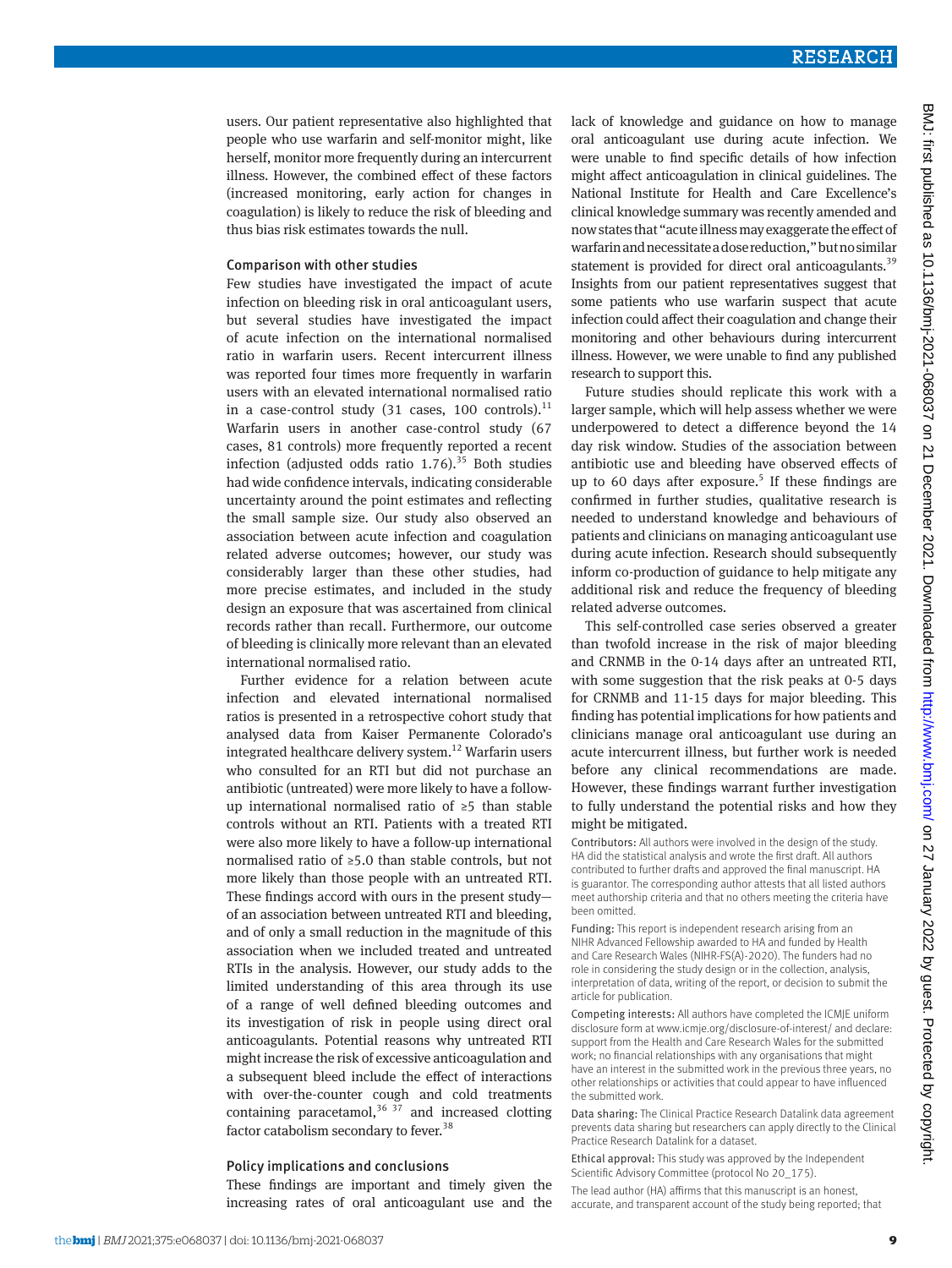users. Our patient representative also highlighted that people who use warfarin and self-monitor might, like herself, monitor more frequently during an intercurrent illness. However, the combined effect of these factors (increased monitoring, early action for changes in coagulation) is likely to reduce the risk of bleeding and thus bias risk estimates towards the null.

### Comparison with other studies

Few studies have investigated the impact of acute infection on bleeding risk in oral anticoagulant users, but several studies have investigated the impact of acute infection on the international normalised ratio in warfarin users. Recent intercurrent illness was reported four times more frequently in warfarin users with an elevated international normalised ratio in a case-control study (31 cases, 100 controls).[11] Warfarin users in another case-control study (67 cases, 81 controls) more frequently reported a recent infection (adjusted odds ratio 1.76).[35] Both studies had wide confidence intervals, indicating considerable uncertainty around the point estimates and reflecting the small sample size. Our study also observed an association between acute infection and coagulation related adverse outcomes; however, our study was considerably larger than these other studies, had more precise estimates, and included in the study design an exposure that was ascertained from clinical records rather than recall. Furthermore, our outcome of bleeding is clinically more relevant than an elevated international normalised ratio.

Further evidence for a relation between acute infection and elevated international normalised ratios is presented in a retrospective cohort study that analysed data from Kaiser Permanente Colorado's integrated healthcare delivery system.[12] Warfarin users who consulted for an RTI but did not purchase an antibiotic (untreated) were more likely to have a follow-up international normalised ratio of ≥5 than stable controls without an RTI. Patients with a treated RTI were also more likely to have a follow-up international normalised ratio of ≥5.0 than stable controls, but not more likely than those people with an untreated RTI. These findings accord with ours in the present study—of an association between untreated RTI and bleeding, and of only a small reduction in the magnitude of this association when we included treated and untreated RTIs in the analysis. However, our study adds to the limited understanding of this area through its use of a range of well defined bleeding outcomes and its investigation of risk in people using direct oral anticoagulants. Potential reasons why untreated RTI might increase the risk of excessive anticoagulation and a subsequent bleed include the effect of interactions with over-the-counter cough and cold treatments containing paracetamol,[36, 37] and increased clotting factor catabolism secondary to fever.[38]

### Policy implications and conclusions

These findings are important and timely given the increasing rates of oral anticoagulant use and the lack of knowledge and guidance on how to manage oral anticoagulant use during acute infection. We were unable to find specific details of how infection might affect anticoagulation in clinical guidelines. The National Institute for Health and Care Excellence's clinical knowledge summary was recently amended and now states that "acute illness may exaggerate the effect of warfarin and necessitate a dose reduction," but no similar statement is provided for direct oral anticoagulants.[39] Insights from our patient representatives suggest that some patients who use warfarin suspect that acute infection could affect their coagulation and change their monitoring and other behaviours during intercurrent illness. However, we were unable to find any published research to support this.

Future studies should replicate this work with a larger sample, which will help assess whether we were underpowered to detect a difference beyond the 14 day risk window. Studies of the association between antibiotic use and bleeding have observed effects of up to 60 days after exposure.[5] If these findings are confirmed in further studies, qualitative research is needed to understand knowledge and behaviours of patients and clinicians on managing anticoagulant use during acute infection. Research should subsequently inform co-production of guidance to help mitigate any additional risk and reduce the frequency of bleeding related adverse outcomes.

This self-controlled case series observed a greater than twofold increase in the risk of major bleeding and CRNMB in the 0-14 days after an untreated RTI, with some suggestion that the risk peaks at 0-5 days for CRNMB and 11-15 days for major bleeding. This finding has potential implications for how patients and clinicians manage oral anticoagulant use during an acute intercurrent illness, but further work is needed before any clinical recommendations are made. However, these findings warrant further investigation to fully understand the potential risks and how they might be mitigated.

**Contributors:** All authors were involved in the design of the study. HA did the statistical analysis and wrote the first draft. All authors contributed to further drafts and approved the final manuscript. HA is guarantor. The corresponding author attests that all listed authors meet authorship criteria and that no others meeting the criteria have been omitted.

**Funding:** This report is independent research arising from an NIHR Advanced Fellowship awarded to HA and funded by Health and Care Research Wales (NIHR-FS(A)-2020). The funders had no role in considering the study design or in the collection, analysis, interpretation of data, writing of the report, or decision to submit the article for publication.

**Competing interests:** All authors have completed the ICMJE uniform disclosure form at www.icmje.org/disclosure-of-interest/ and declare: support from the Health and Care Research Wales for the submitted work; no financial relationships with any organisations that might have an interest in the submitted work in the previous three years, no other relationships or activities that could appear to have influenced the submitted work.

**Data sharing:** The Clinical Practice Research Datalink data agreement prevents data sharing but researchers can apply directly to the Clinical Practice Research Datalink for a dataset.

**Ethical approval:** This study was approved by the Independent Scientific Advisory Committee (protocol No 20_175).

The lead author (HA) affirms that this manuscript is an honest, accurate, and transparent account of the study being reported; that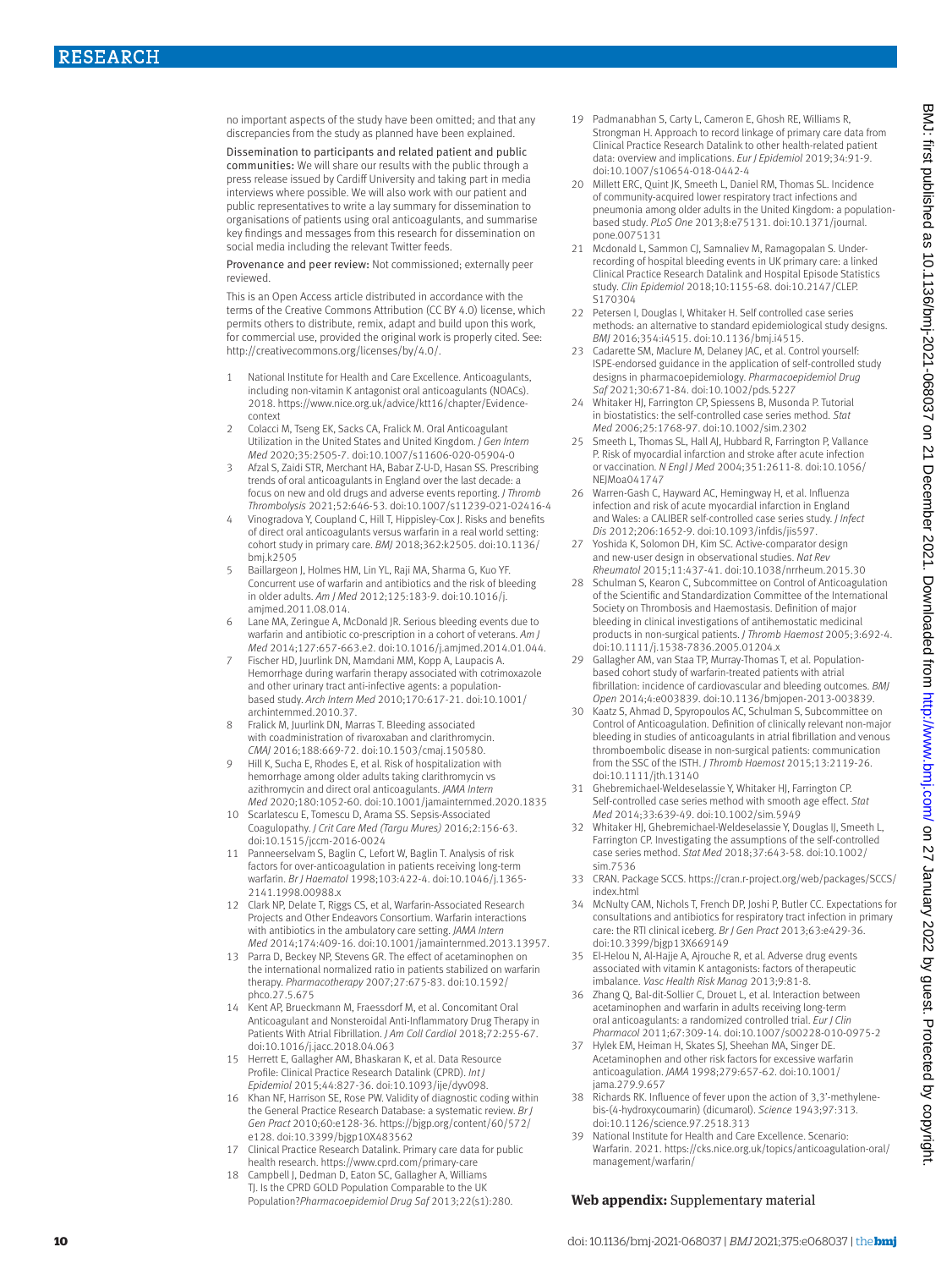no important aspects of the study have been omitted; and that any discrepancies from the study as planned have been explained.

**Dissemination to participants and related patient and public communities:** We will share our results with the public through a press release issued by Cardiff University and taking part in media interviews where possible. We will also work with our patient and public representatives to write a lay summary for dissemination to organisations of patients using oral anticoagulants, and summarise key findings and messages from this research for dissemination on social media including the relevant Twitter feeds.

**Provenance and peer review:** Not commissioned; externally peer reviewed.

This is an Open Access article distributed in accordance with the terms of the Creative Commons Attribution (CC BY 4.0) license, which permits others to distribute, remix, adapt and build upon this work, for commercial use, provided the original work is properly cited. See: http://creativecommons.org/licenses/by/4.0/.

1. National Institute for Health and Care Excellence. Anticoagulants, including non-vitamin K antagonist oral anticoagulants (NOACs). 2018. https://www.nice.org.uk/advice/ktt16/chapter/Evidence-context
2. Colacci M, Tseng EK, Sacks CA, Fralick M. Oral Anticoagulant Utilization in the United States and United Kingdom. *J Gen Intern Med* 2020;35:2505-7. doi:10.1007/s11606-020-05904-0
3. Afzal S, Zaidi STR, Merchant HA, Babar Z-U-D, Hasan SS. Prescribing trends of oral anticoagulants in England over the last decade: a focus on new and old drugs and adverse events reporting. *J Thromb Thrombolysis* 2021;52:646-53. doi:10.1007/s11239-021-02416-4
4. Vinogradova Y, Coupland C, Hill T, Hippisley-Cox J. Risks and benefits of direct oral anticoagulants versus warfarin in a real world setting: cohort study in primary care. *BMJ* 2018;362:k2505. doi:10.1136/bmj.k2505
5. Baillargeon J, Holmes HM, Lin YL, Raji MA, Sharma G, Kuo YF. Concurrent use of warfarin and antibiotics and the risk of bleeding in older adults. *Am J Med* 2012;125:183-9. doi:10.1016/j.amjmed.2011.08.014.
6. Lane MA, Zeringue A, McDonald JR. Serious bleeding events due to warfarin and antibiotic co-prescription in a cohort of veterans. *Am J Med* 2014;127:657-663.e2. doi:10.1016/j.amjmed.2014.01.044.
7. Fischer HD, Juurlink DN, Mamdani MM, Kopp A, Laupacis A. Hemorrhage during warfarin therapy associated with cotrimoxazole and other urinary tract anti-infective agents: a population-based study. *Arch Intern Med* 2010;170:617-21. doi:10.1001/archinternmed.2010.37.
8. Fralick M, Juurlink DN, Marras T. Bleeding associated with coadministration of rivaroxaban and clarithromycin. *CMAJ* 2016;188:669-72. doi:10.1503/cmaj.150580.
9. Hill K, Sucha E, Rhodes E, et al. Risk of hospitalization with hemorrhage among older adults taking clarithromycin vs azithromycin and direct oral anticoagulants. *JAMA Intern Med* 2020;180:1052-60. doi:10.1001/jamainternmed.2020.1835
10. Scarlatescu E, Tomescu D, Arama SS. Sepsis-Associated Coagulopathy. *J Crit Care Med (Targu Mures)* 2016;2:156-63. doi:10.1515/jccm-2016-0024
11. Panneerselvam S, Baglin C, Lefort W, Baglin T. Analysis of risk factors for over-anticoagulation in patients receiving long-term warfarin. *Br J Haematol* 1998;103:422-4. doi:10.1046/j.1365-2141.1998.00988.x
12. Clark NP, Delate T, Riggs CS, et al, Warfarin-Associated Research Projects and Other Endeavors Consortium. Warfarin interactions with antibiotics in the ambulatory care setting. *JAMA Intern Med* 2014;174:409-16. doi:10.1001/jamainternmed.2013.13957.
13. Parra D, Beckey NP, Stevens GR. The effect of acetaminophen on the international normalized ratio in patients stabilized on warfarin therapy. *Pharmacotherapy* 2007;27:675-83. doi:10.1592/phco.27.5.675
14. Kent AP, Brueckmann M, Fraessdorf M, et al. Concomitant Oral Anticoagulant and Nonsteroidal Anti-Inflammatory Drug Therapy in Patients With Atrial Fibrillation. *J Am Coll Cardiol* 2018;72:255-67. doi:10.1016/j.jacc.2018.04.063
15. Herrett E, Gallagher AM, Bhaskaran K, et al. Data Resource Profile: Clinical Practice Research Datalink (CPRD). *Int J Epidemiol* 2015;44:827-36. doi:10.1093/ije/dyv098.
16. Khan NF, Harrison SE, Rose PW. Validity of diagnostic coding within the General Practice Research Database: a systematic review. *Br J Gen Pract* 2010;60:e128-36. https://bjgp.org/content/60/572/e128. doi:10.3399/bjgp10X483562
17. Clinical Practice Research Datalink. Primary care data for public health research. https://www.cprd.com/primary-care
18. Campbell J, Dedman D, Eaton SC, Gallagher A, Williams TJ. Is the CPRD GOLD Population Comparable to the UK Population?*Pharmacoepidemiol Drug Saf* 2013;22(s1):280.
19. Padmanabhan S, Carty L, Cameron E, Ghosh RE, Williams R, Strongman H. Approach to record linkage of primary care data from Clinical Practice Research Datalink to other health-related patient data: overview and implications. *Eur J Epidemiol* 2019;34:91-9. doi:10.1007/s10654-018-0442-4
20. Millett ERC, Quint JK, Smeeth L, Daniel RM, Thomas SL. Incidence of community-acquired lower respiratory tract infections and pneumonia among older adults in the United Kingdom: a population-based study. *PLoS One* 2013;8:e75131. doi:10.1371/journal.pone.0075131
21. Mcdonald L, Sammon CJ, Samnaliev M, Ramagopalan S. Under-recording of hospital bleeding events in UK primary care: a linked Clinical Practice Research Datalink and Hospital Episode Statistics study. *Clin Epidemiol* 2018;10:1155-68. doi:10.2147/CLEP.S170304
22. Petersen I, Douglas I, Whitaker H. Self controlled case series methods: an alternative to standard epidemiological study designs. *BMJ* 2016;354:i4515. doi:10.1136/bmj.i4515.
23. Cadarette SM, Maclure M, Delaney JAC, et al. Control yourself: ISPE-endorsed guidance in the application of self-controlled study designs in pharmacoepidemiology. *Pharmacoepidemiol Drug Saf* 2021;30:671-84. doi:10.1002/pds.5227
24. Whitaker HJ, Farrington CP, Spiessens B, Musonda P. Tutorial in biostatistics: the self-controlled case series method. *Stat Med* 2006;25:1768-97. doi:10.1002/sim.2302
25. Smeeth L, Thomas SL, Hall AJ, Hubbard R, Farrington P, Vallance P. Risk of myocardial infarction and stroke after acute infection or vaccination. *N Engl J Med* 2004;351:2611-8. doi:10.1056/NEJMoa041747
26. Warren-Gash C, Hayward AC, Hemingway H, et al. Influenza infection and risk of acute myocardial infarction in England and Wales: a CALIBER self-controlled case series study. *J Infect Dis* 2012;206:1652-9. doi:10.1093/infdis/jis597.
27. Yoshida K, Solomon DH, Kim SC. Active-comparator design and new-user design in observational studies. *Nat Rev Rheumatol* 2015;11:437-41. doi:10.1038/nrrheum.2015.30
28. Schulman S, Kearon C, Subcommittee on Control of Anticoagulation of the Scientific and Standardization Committee of the International Society on Thrombosis and Haemostasis. Definition of major bleeding in clinical investigations of antihemostatic medicinal products in non-surgical patients. *J Thromb Haemost* 2005;3:692-4. doi:10.1111/j.1538-7836.2005.01204.x
29. Gallagher AM, van Staa TP, Murray-Thomas T, et al. Population-based cohort study of warfarin-treated patients with atrial fibrillation: incidence of cardiovascular and bleeding outcomes. *BMJ Open* 2014;4:e003839. doi:10.1136/bmjopen-2013-003839.
30. Kaatz S, Ahmad D, Spyropoulos AC, Schulman S, Subcommittee on Control of Anticoagulation. Definition of clinically relevant non-major bleeding in studies of anticoagulants in atrial fibrillation and venous thromboembolic disease in non-surgical patients: communication from the SSC of the ISTH. *J Thromb Haemost* 2015;13:2119-26. doi:10.1111/jth.13140
31. Ghebremichael-Weldeselassie Y, Whitaker HJ, Farrington CP. Self-controlled case series method with smooth age effect. *Stat Med* 2014;33:639-49. doi:10.1002/sim.5949
32. Whitaker HJ, Ghebremichael-Weldeselassie Y, Douglas IJ, Smeeth L, Farrington CP. Investigating the assumptions of the self-controlled case series method. *Stat Med* 2018;37:643-58. doi:10.1002/sim.7536
33. CRAN. Package SCCS. https://cran.r-project.org/web/packages/SCCS/index.html
34. McNulty CAM, Nichols T, French DP, Joshi P, Butler CC. Expectations for consultations and antibiotics for respiratory tract infection in primary care: the RTI clinical iceberg. *Br J Gen Pract* 2013;63:e429-36. doi:10.3399/bjgp13X669149
35. El-Helou N, Al-Hajje A, Ajrouche R, et al. Adverse drug events associated with vitamin K antagonists: factors of therapeutic imbalance. *Vasc Health Risk Manag* 2013;9:81-8.
36. Zhang Q, Bal-dit-Sollier C, Drouet L, et al. Interaction between acetaminophen and warfarin in adults receiving long-term oral anticoagulants: a randomized controlled trial. *Eur J Clin Pharmacol* 2011;67:309-14. doi:10.1007/s00228-010-0975-2
37. Hylek EM, Heiman H, Skates SJ, Sheehan MA, Singer DE. Acetaminophen and other risk factors for excessive warfarin anticoagulation. *JAMA* 1998;279:657-62. doi:10.1001/jama.279.9.657
38. Richards RK. Influence of fever upon the action of 3,3'-methylene-bis-(4-hydroxycoumarin) (dicumarol). *Science* 1943;97:313. doi:10.1126/science.97.2518.313
39. National Institute for Health and Care Excellence. Scenario: Warfarin. 2021. https://cks.nice.org.uk/topics/anticoagulation-oral/management/warfarin/

**Web appendix:** Supplementary material